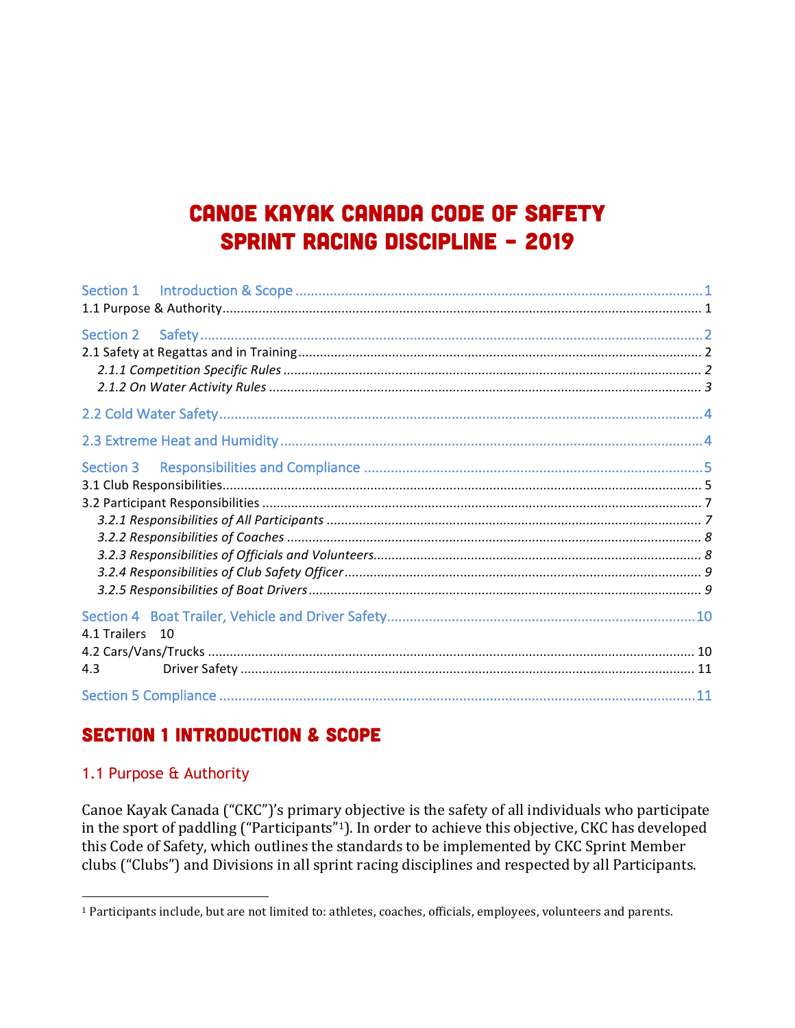# Canoe Kayak Canada Code of Safety
# Sprint Racing Discipline – 2019

Section 1 Introduction & Scope ........................................................................................................1
1.1 Purpose & Authority........................................................................................................................ 1

Section 2 Safety ....................................................................................................................................2
2.1 Safety at Regattas and in Training ............................................................................................. 2
*2.1.1 Competition Specific Rules* ........................................................................................................ 2
*2.1.2 On Water Activity Rules* ............................................................................................................. 3

2.2 Cold Water Safety .............................................................................................................................4

2.3 Extreme Heat and Humidity ..........................................................................................................4

Section 3 Responsibilities and Compliance .....................................................................................5
3.1 Club Responsibilities......................................................................................................................... 5
3.2 Participant Responsibilities ........................................................................................................... 7
*3.2.1 Responsibilities of All Participants* ........................................................................................ 7
*3.2.2 Responsibilities of Coaches* ..................................................................................................... 8
*3.2.3 Responsibilities of Officials and Volunteers*......................................................................... 8
*3.2.4 Responsibilities of Club Safety Officer*................................................................................... 9
*3.2.5 Responsibilities of Boat Drivers*............................................................................................. 9

Section 4 Boat Trailer, Vehicle and Driver Safety.......................................................................10
4.1 Trailers 10
4.2 Cars/Vans/Trucks ........................................................................................................................... 10
4.3 Driver Safety ................................................................................................................................... 11

Section 5 Compliance .........................................................................................................................11

## Section 1 Introduction & Scope

### 1.1 Purpose & Authority

Canoe Kayak Canada ("CKC")'s primary objective is the safety of all individuals who participate in the sport of paddling ("Participants"[1]). In order to achieve this objective, CKC has developed this Code of Safety, which outlines the standards to be implemented by CKC Sprint Member clubs ("Clubs") and Divisions in all sprint racing disciplines and respected by all Participants.

[1] Participants include, but are not limited to: athletes, coaches, officials, employees, volunteers and parents.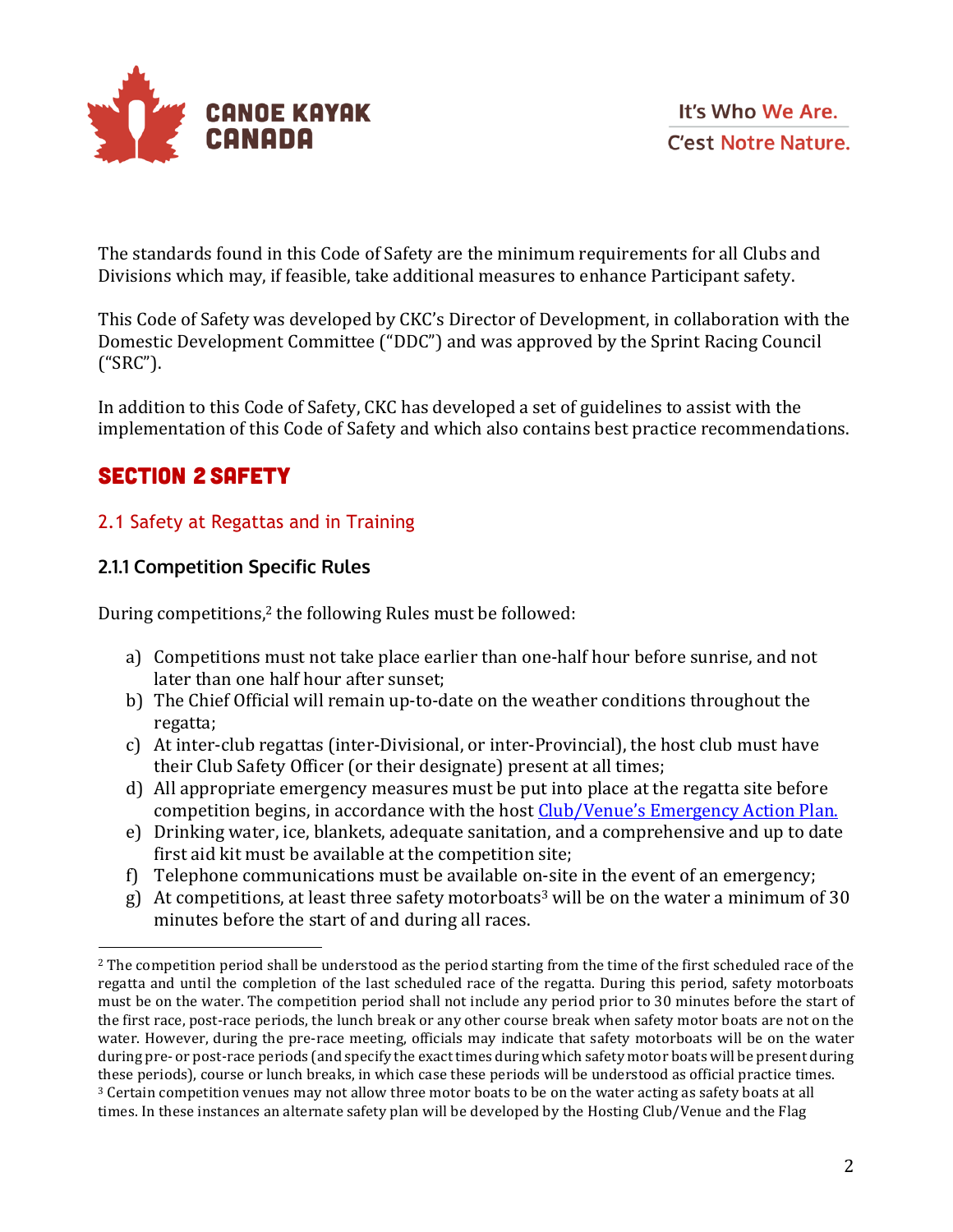The standards found in this Code of Safety are the minimum requirements for all Clubs and Divisions which may, if feasible, take additional measures to enhance Participant safety.

This Code of Safety was developed by CKC's Director of Development, in collaboration with the Domestic Development Committee ("DDC") and was approved by the Sprint Racing Council ("SRC").

In addition to this Code of Safety, CKC has developed a set of guidelines to assist with the implementation of this Code of Safety and which also contains best practice recommendations.

# SECTION 2 SAFETY

## 2.1 Safety at Regattas and in Training

### 2.1.1 Competition Specific Rules

During competitions,[2] the following Rules must be followed:

a) Competitions must not take place earlier than one-half hour before sunrise, and not later than one half hour after sunset;
b) The Chief Official will remain up-to-date on the weather conditions throughout the regatta;
c) At inter-club regattas (inter-Divisional, or inter-Provincial), the host club must have their Club Safety Officer (or their designate) present at all times;
d) All appropriate emergency measures must be put into place at the regatta site before competition begins, in accordance with the host Club/Venue's Emergency Action Plan.
e) Drinking water, ice, blankets, adequate sanitation, and a comprehensive and up to date first aid kit must be available at the competition site;
f) Telephone communications must be available on-site in the event of an emergency;
g) At competitions, at least three safety motorboats[3] will be on the water a minimum of 30 minutes before the start of and during all races.

---

[2] The competition period shall be understood as the period starting from the time of the first scheduled race of the regatta and until the completion of the last scheduled race of the regatta. During this period, safety motorboats must be on the water. The competition period shall not include any period prior to 30 minutes before the start of the first race, post-race periods, the lunch break or any other course break when safety motor boats are not on the water. However, during the pre-race meeting, officials may indicate that safety motorboats will be on the water during pre- or post-race periods (and specify the exact times during which safety motor boats will be present during these periods), course or lunch breaks, in which case these periods will be understood as official practice times.

[3] Certain competition venues may not allow three motor boats to be on the water acting as safety boats at all times. In these instances an alternate safety plan will be developed by the Hosting Club/Venue and the Flag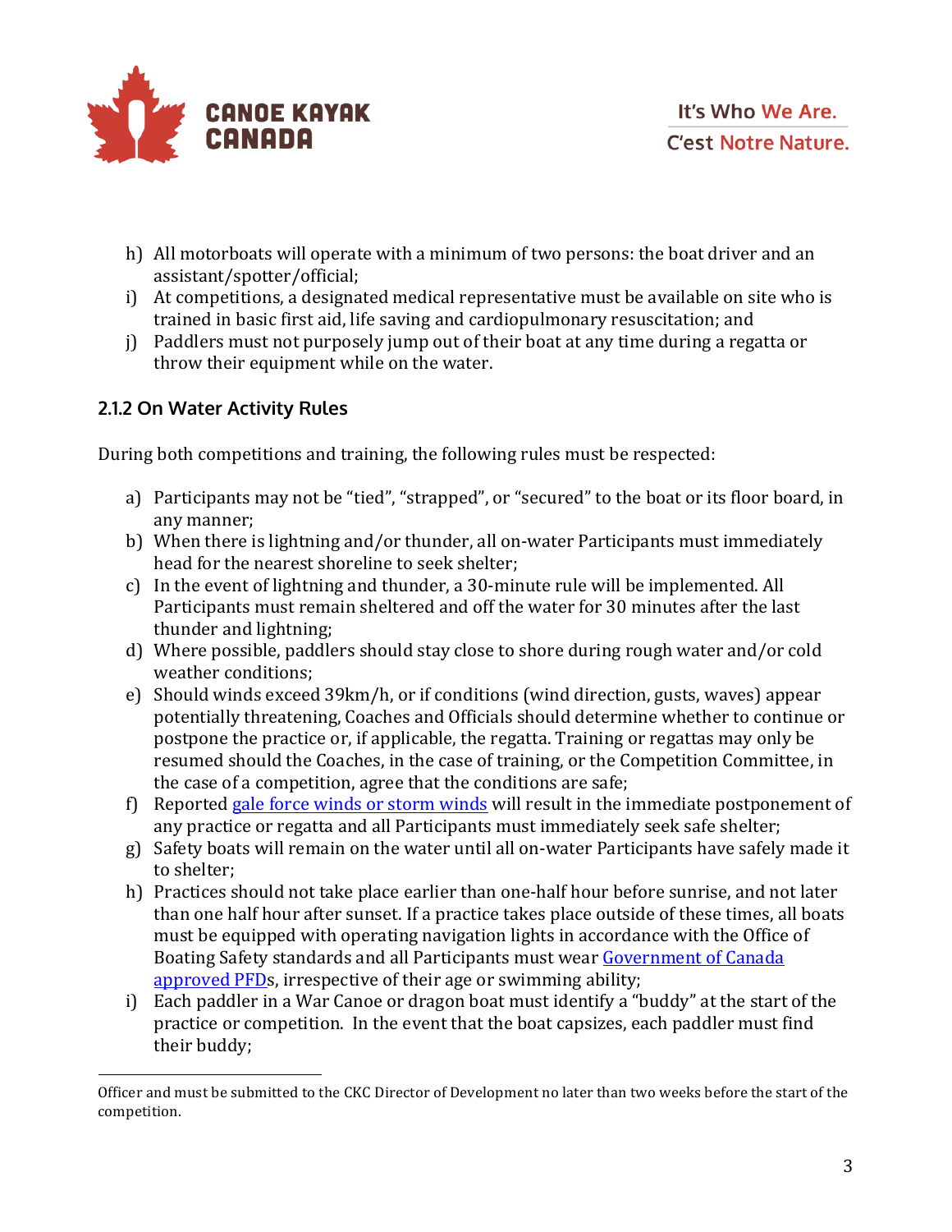h) All motorboats will operate with a minimum of two persons: the boat driver and an assistant/spotter/official;
i) At competitions, a designated medical representative must be available on site who is trained in basic first aid, life saving and cardiopulmonary resuscitation; and
j) Paddlers must not purposely jump out of their boat at any time during a regatta or throw their equipment while on the water.

### 2.1.2 On Water Activity Rules

During both competitions and training, the following rules must be respected:

a) Participants may not be "tied", "strapped", or "secured" to the boat or its floor board, in any manner;
b) When there is lightning and/or thunder, all on-water Participants must immediately head for the nearest shoreline to seek shelter;
c) In the event of lightning and thunder, a 30-minute rule will be implemented. All Participants must remain sheltered and off the water for 30 minutes after the last thunder and lightning;
d) Where possible, paddlers should stay close to shore during rough water and/or cold weather conditions;
e) Should winds exceed 39km/h, or if conditions (wind direction, gusts, waves) appear potentially threatening, Coaches and Officials should determine whether to continue or postpone the practice or, if applicable, the regatta. Training or regattas may only be resumed should the Coaches, in the case of training, or the Competition Committee, in the case of a competition, agree that the conditions are safe;
f) Reported gale force winds or storm winds will result in the immediate postponement of any practice or regatta and all Participants must immediately seek safe shelter;
g) Safety boats will remain on the water until all on-water Participants have safely made it to shelter;
h) Practices should not take place earlier than one-half hour before sunrise, and not later than one half hour after sunset. If a practice takes place outside of these times, all boats must be equipped with operating navigation lights in accordance with the Office of Boating Safety standards and all Participants must wear Government of Canada approved PFDs, irrespective of their age or swimming ability;
i) Each paddler in a War Canoe or dragon boat must identify a "buddy" at the start of the practice or competition. In the event that the boat capsizes, each paddler must find their buddy;

Officer and must be submitted to the CKC Director of Development no later than two weeks before the start of the competition.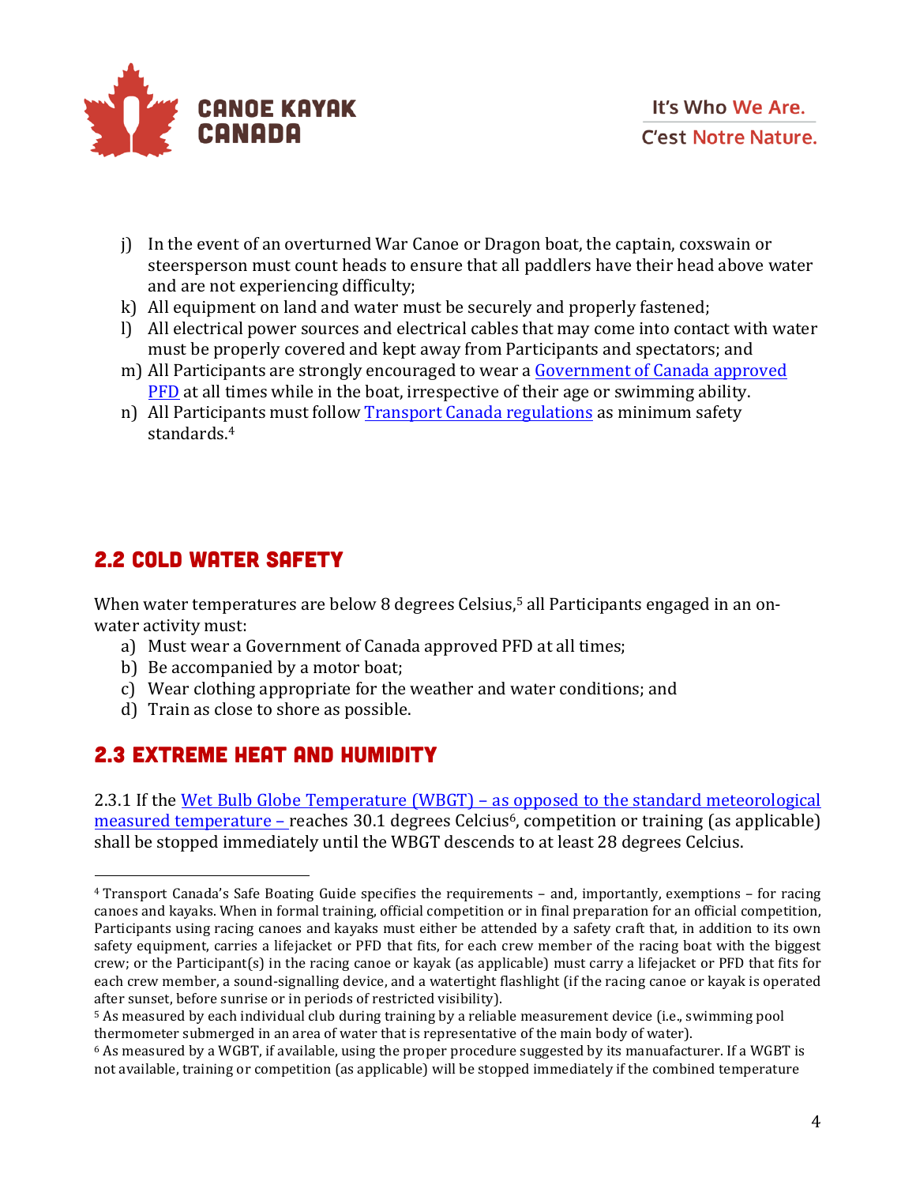j) In the event of an overturned War Canoe or Dragon boat, the captain, coxswain or steersperson must count heads to ensure that all paddlers have their head above water and are not experiencing difficulty;
k) All equipment on land and water must be securely and properly fastened;
l) All electrical power sources and electrical cables that may come into contact with water must be properly covered and kept away from Participants and spectators; and
m) All Participants are strongly encouraged to wear a [Government of Canada approved PFD](#) at all times while in the boat, irrespective of their age or swimming ability.
n) All Participants must follow [Transport Canada regulations](#) as minimum safety standards.[4]

## 2.2 Cold Water Safety

When water temperatures are below 8 degrees Celsius,[5] all Participants engaged in an on-water activity must:

a) Must wear a Government of Canada approved PFD at all times;
b) Be accompanied by a motor boat;
c) Wear clothing appropriate for the weather and water conditions; and
d) Train as close to shore as possible.

## 2.3 Extreme Heat and Humidity

2.3.1 If the [Wet Bulb Globe Temperature (WBGT) – as opposed to the standard meteorological measured temperature –](#) reaches 30.1 degrees Celcius[6], competition or training (as applicable) shall be stopped immediately until the WBGT descends to at least 28 degrees Celcius.

---

[4] Transport Canada's Safe Boating Guide specifies the requirements – and, importantly, exemptions – for racing canoes and kayaks. When in formal training, official competition or in final preparation for an official competition, Participants using racing canoes and kayaks must either be attended by a safety craft that, in addition to its own safety equipment, carries a lifejacket or PFD that fits, for each crew member of the racing boat with the biggest crew; or the Participant(s) in the racing canoe or kayak (as applicable) must carry a lifejacket or PFD that fits for each crew member, a sound-signalling device, and a watertight flashlight (if the racing canoe or kayak is operated after sunset, before sunrise or in periods of restricted visibility).

[5] As measured by each individual club during training by a reliable measurement device (i.e., swimming pool thermometer submerged in an area of water that is representative of the main body of water).

[6] As measured by a WGBT, if available, using the proper procedure suggested by its manuafacturer. If a WGBT is not available, training or competition (as applicable) will be stopped immediately if the combined temperature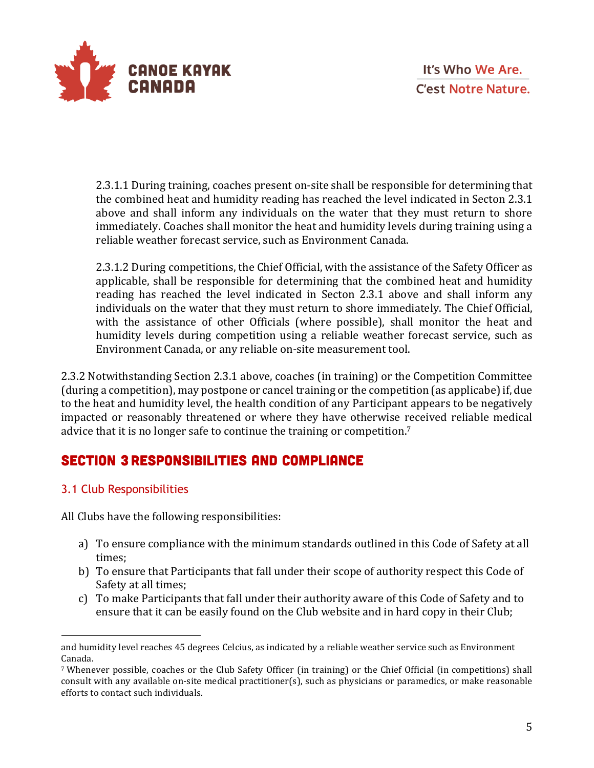2.3.1.1 During training, coaches present on-site shall be responsible for determining that the combined heat and humidity reading has reached the level indicated in Secton 2.3.1 above and shall inform any individuals on the water that they must return to shore immediately. Coaches shall monitor the heat and humidity levels during training using a reliable weather forecast service, such as Environment Canada.

2.3.1.2 During competitions, the Chief Official, with the assistance of the Safety Officer as applicable, shall be responsible for determining that the combined heat and humidity reading has reached the level indicated in Secton 2.3.1 above and shall inform any individuals on the water that they must return to shore immediately. The Chief Official, with the assistance of other Officials (where possible), shall monitor the heat and humidity levels during competition using a reliable weather forecast service, such as Environment Canada, or any reliable on-site measurement tool.

2.3.2 Notwithstanding Section 2.3.1 above, coaches (in training) or the Competition Committee (during a competition), may postpone or cancel training or the competition (as applicabe) if, due to the heat and humidity level, the health condition of any Participant appears to be negatively impacted or reasonably threatened or where they have otherwise received reliable medical advice that it is no longer safe to continue the training or competition.[7]

## SECTION 3 RESPONSIBILITIES AND COMPLIANCE

### 3.1 Club Responsibilities

All Clubs have the following responsibilities:

a) To ensure compliance with the minimum standards outlined in this Code of Safety at all times;
b) To ensure that Participants that fall under their scope of authority respect this Code of Safety at all times;
c) To make Participants that fall under their authority aware of this Code of Safety and to ensure that it can be easily found on the Club website and in hard copy in their Club;

---

and humidity level reaches 45 degrees Celcius, as indicated by a reliable weather service such as Environment Canada.

[7] Whenever possible, coaches or the Club Safety Officer (in training) or the Chief Official (in competitions) shall consult with any available on-site medical practitioner(s), such as physicians or paramedics, or make reasonable efforts to contact such individuals.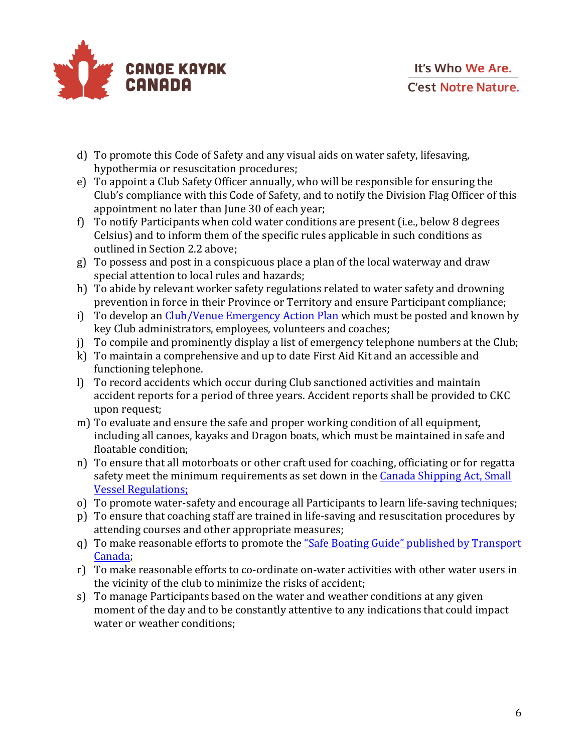d) To promote this Code of Safety and any visual aids on water safety, lifesaving, hypothermia or resuscitation procedures;
e) To appoint a Club Safety Officer annually, who will be responsible for ensuring the Club's compliance with this Code of Safety, and to notify the Division Flag Officer of this appointment no later than June 30 of each year;
f) To notify Participants when cold water conditions are present (i.e., below 8 degrees Celsius) and to inform them of the specific rules applicable in such conditions as outlined in Section 2.2 above;
g) To possess and post in a conspicuous place a plan of the local waterway and draw special attention to local rules and hazards;
h) To abide by relevant worker safety regulations related to water safety and drowning prevention in force in their Province or Territory and ensure Participant compliance;
i) To develop an Club/Venue Emergency Action Plan which must be posted and known by key Club administrators, employees, volunteers and coaches;
j) To compile and prominently display a list of emergency telephone numbers at the Club;
k) To maintain a comprehensive and up to date First Aid Kit and an accessible and functioning telephone.
l) To record accidents which occur during Club sanctioned activities and maintain accident reports for a period of three years. Accident reports shall be provided to CKC upon request;
m) To evaluate and ensure the safe and proper working condition of all equipment, including all canoes, kayaks and Dragon boats, which must be maintained in safe and floatable condition;
n) To ensure that all motorboats or other craft used for coaching, officiating or for regatta safety meet the minimum requirements as set down in the Canada Shipping Act, Small Vessel Regulations;
o) To promote water-safety and encourage all Participants to learn life-saving techniques;
p) To ensure that coaching staff are trained in life-saving and resuscitation procedures by attending courses and other appropriate measures;
q) To make reasonable efforts to promote the "Safe Boating Guide" published by Transport Canada;
r) To make reasonable efforts to co-ordinate on-water activities with other water users in the vicinity of the club to minimize the risks of accident;
s) To manage Participants based on the water and weather conditions at any given moment of the day and to be constantly attentive to any indications that could impact water or weather conditions;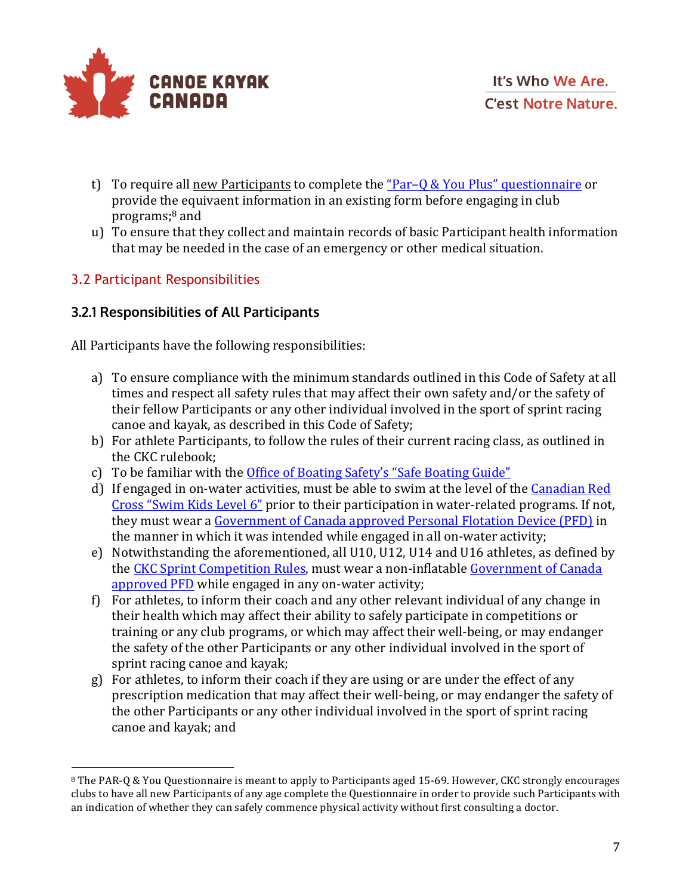t) To require all new Participants to complete the "Par–Q & You Plus" questionnaire or provide the equivaent information in an existing form before engaging in club programs;[8] and

u) To ensure that they collect and maintain records of basic Participant health information that may be needed in the case of an emergency or other medical situation.

## 3.2 Participant Responsibilities

### 3.2.1 Responsibilities of All Participants

All Participants have the following responsibilities:

a) To ensure compliance with the minimum standards outlined in this Code of Safety at all times and respect all safety rules that may affect their own safety and/or the safety of their fellow Participants or any other individual involved in the sport of sprint racing canoe and kayak, as described in this Code of Safety;

b) For athlete Participants, to follow the rules of their current racing class, as outlined in the CKC rulebook;

c) To be familiar with the Office of Boating Safety's "Safe Boating Guide"

d) If engaged in on-water activities, must be able to swim at the level of the Canadian Red Cross "Swim Kids Level 6" prior to their participation in water-related programs. If not, they must wear a Government of Canada approved Personal Flotation Device (PFD) in the manner in which it was intended while engaged in all on-water activity;

e) Notwithstanding the aforementioned, all U10, U12, U14 and U16 athletes, as defined by the CKC Sprint Competition Rules, must wear a non-inflatable Government of Canada approved PFD while engaged in any on-water activity;

f) For athletes, to inform their coach and any other relevant individual of any change in their health which may affect their ability to safely participate in competitions or training or any club programs, or which may affect their well-being, or may endanger the safety of the other Participants or any other individual involved in the sport of sprint racing canoe and kayak;

g) For athletes, to inform their coach if they are using or are under the effect of any prescription medication that may affect their well-being, or may endanger the safety of the other Participants or any other individual involved in the sport of sprint racing canoe and kayak; and

---

[8] The PAR-Q & You Questionnaire is meant to apply to Participants aged 15-69. However, CKC strongly encourages clubs to have all new Participants of any age complete the Questionnaire in order to provide such Participants with an indication of whether they can safely commence physical activity without first consulting a doctor.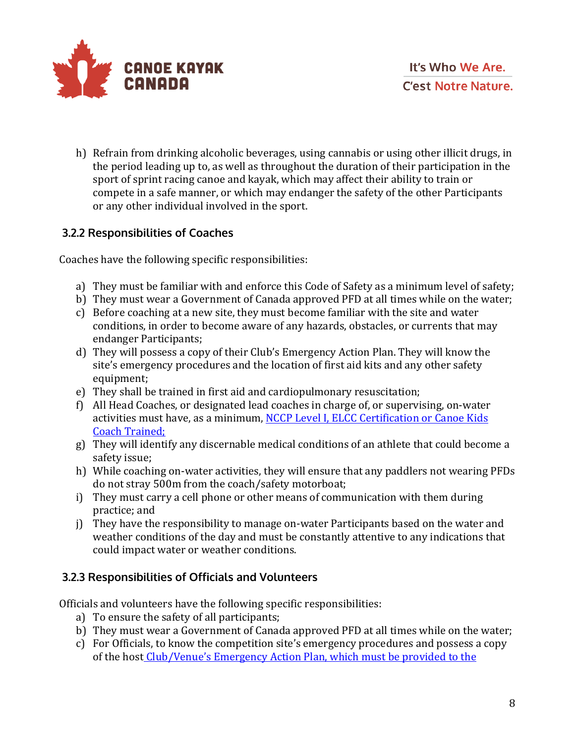h) Refrain from drinking alcoholic beverages, using cannabis or using other illicit drugs, in the period leading up to, as well as throughout the duration of their participation in the sport of sprint racing canoe and kayak, which may affect their ability to train or compete in a safe manner, or which may endanger the safety of the other Participants or any other individual involved in the sport.

### 3.2.2 Responsibilities of Coaches

Coaches have the following specific responsibilities:

a) They must be familiar with and enforce this Code of Safety as a minimum level of safety;
b) They must wear a Government of Canada approved PFD at all times while on the water;
c) Before coaching at a new site, they must become familiar with the site and water conditions, in order to become aware of any hazards, obstacles, or currents that may endanger Participants;
d) They will possess a copy of their Club's Emergency Action Plan. They will know the site's emergency procedures and the location of first aid kits and any other safety equipment;
e) They shall be trained in first aid and cardiopulmonary resuscitation;
f) All Head Coaches, or designated lead coaches in charge of, or supervising, on-water activities must have, as a minimum, NCCP Level I, ELCC Certification or Canoe Kids Coach Trained;
g) They will identify any discernable medical conditions of an athlete that could become a safety issue;
h) While coaching on-water activities, they will ensure that any paddlers not wearing PFDs do not stray 500m from the coach/safety motorboat;
i) They must carry a cell phone or other means of communication with them during practice; and
j) They have the responsibility to manage on-water Participants based on the water and weather conditions of the day and must be constantly attentive to any indications that could impact water or weather conditions.

### 3.2.3 Responsibilities of Officials and Volunteers

Officials and volunteers have the following specific responsibilities:

a) To ensure the safety of all participants;
b) They must wear a Government of Canada approved PFD at all times while on the water;
c) For Officials, to know the competition site's emergency procedures and possess a copy of the host Club/Venue's Emergency Action Plan, which must be provided to the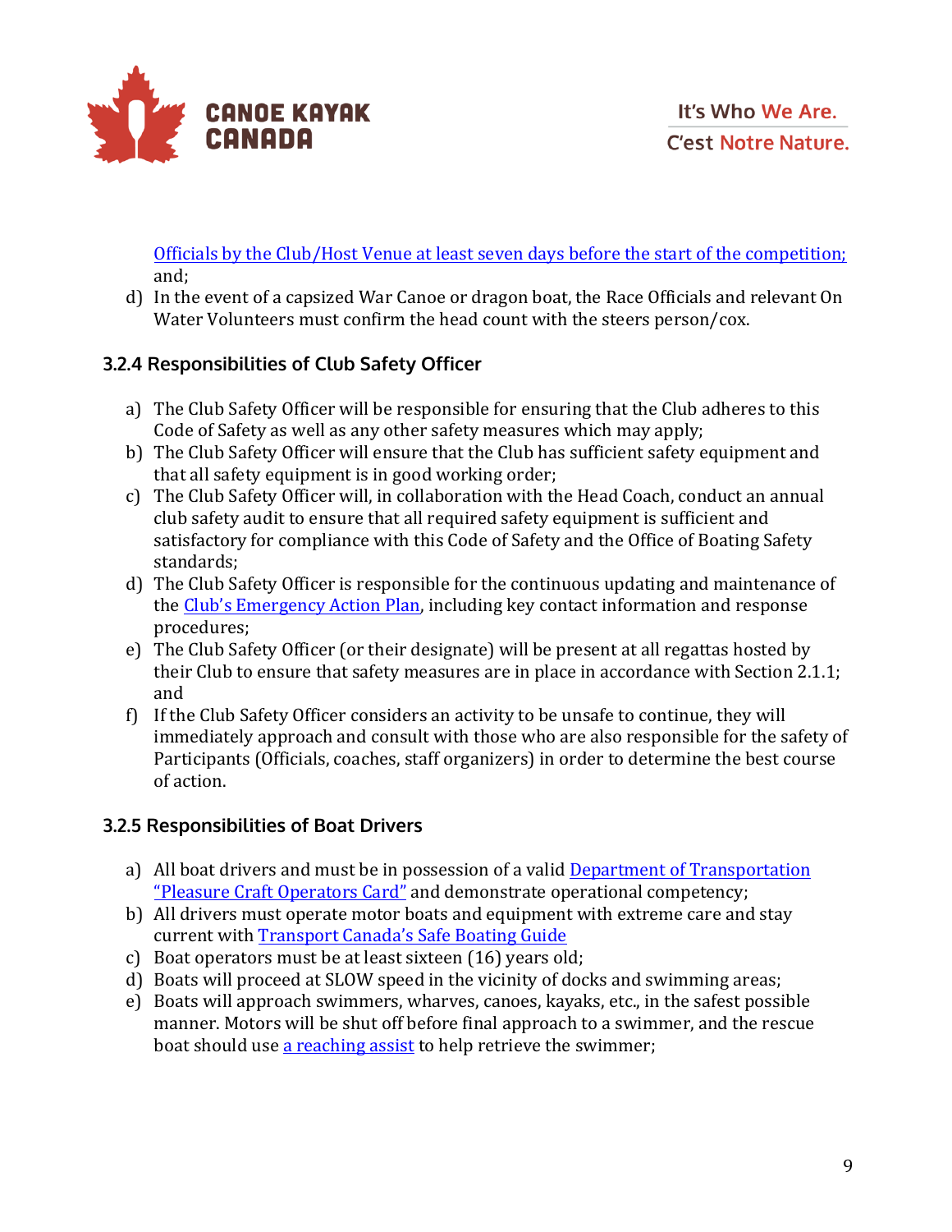Officials by the Club/Host Venue at least seven days before the start of the competition; and;

d) In the event of a capsized War Canoe or dragon boat, the Race Officials and relevant On Water Volunteers must confirm the head count with the steers person/cox.

### 3.2.4 Responsibilities of Club Safety Officer

a) The Club Safety Officer will be responsible for ensuring that the Club adheres to this Code of Safety as well as any other safety measures which may apply;

b) The Club Safety Officer will ensure that the Club has sufficient safety equipment and that all safety equipment is in good working order;

c) The Club Safety Officer will, in collaboration with the Head Coach, conduct an annual club safety audit to ensure that all required safety equipment is sufficient and satisfactory for compliance with this Code of Safety and the Office of Boating Safety standards;

d) The Club Safety Officer is responsible for the continuous updating and maintenance of the Club's Emergency Action Plan, including key contact information and response procedures;

e) The Club Safety Officer (or their designate) will be present at all regattas hosted by their Club to ensure that safety measures are in place in accordance with Section 2.1.1; and

f) If the Club Safety Officer considers an activity to be unsafe to continue, they will immediately approach and consult with those who are also responsible for the safety of Participants (Officials, coaches, staff organizers) in order to determine the best course of action.

### 3.2.5 Responsibilities of Boat Drivers

a) All boat drivers and must be in possession of a valid Department of Transportation "Pleasure Craft Operators Card" and demonstrate operational competency;

b) All drivers must operate motor boats and equipment with extreme care and stay current with Transport Canada's Safe Boating Guide

c) Boat operators must be at least sixteen (16) years old;

d) Boats will proceed at SLOW speed in the vicinity of docks and swimming areas;

e) Boats will approach swimmers, wharves, canoes, kayaks, etc., in the safest possible manner. Motors will be shut off before final approach to a swimmer, and the rescue boat should use a reaching assist to help retrieve the swimmer;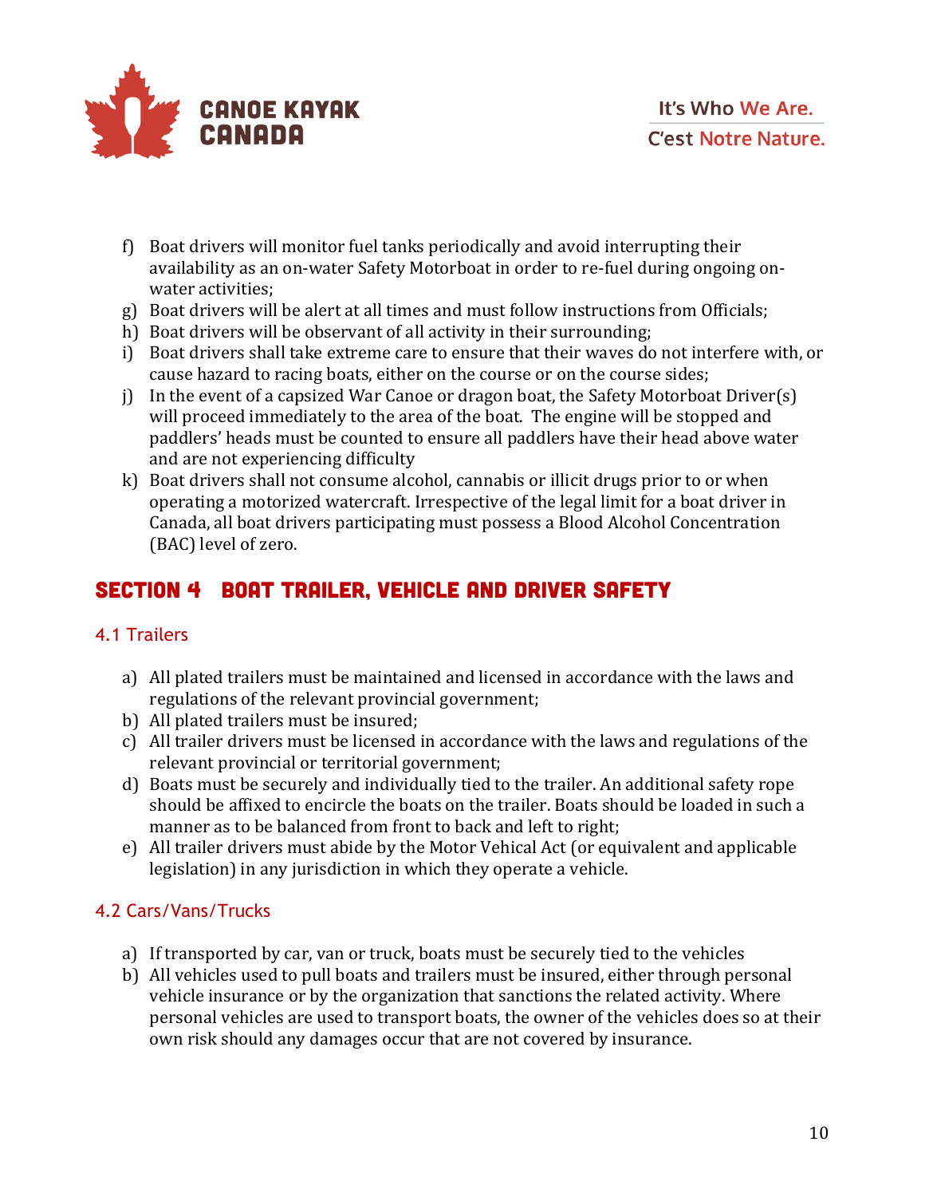f) Boat drivers will monitor fuel tanks periodically and avoid interrupting their availability as an on-water Safety Motorboat in order to re-fuel during ongoing on-water activities;
g) Boat drivers will be alert at all times and must follow instructions from Officials;
h) Boat drivers will be observant of all activity in their surrounding;
i) Boat drivers shall take extreme care to ensure that their waves do not interfere with, or cause hazard to racing boats, either on the course or on the course sides;
j) In the event of a capsized War Canoe or dragon boat, the Safety Motorboat Driver(s) will proceed immediately to the area of the boat. The engine will be stopped and paddlers' heads must be counted to ensure all paddlers have their head above water and are not experiencing difficulty
k) Boat drivers shall not consume alcohol, cannabis or illicit drugs prior to or when operating a motorized watercraft. Irrespective of the legal limit for a boat driver in Canada, all boat drivers participating must possess a Blood Alcohol Concentration (BAC) level of zero.

## SECTION 4 BOAT TRAILER, VEHICLE AND DRIVER SAFETY

### 4.1 Trailers

a) All plated trailers must be maintained and licensed in accordance with the laws and regulations of the relevant provincial government;
b) All plated trailers must be insured;
c) All trailer drivers must be licensed in accordance with the laws and regulations of the relevant provincial or territorial government;
d) Boats must be securely and individually tied to the trailer. An additional safety rope should be affixed to encircle the boats on the trailer. Boats should be loaded in such a manner as to be balanced from front to back and left to right;
e) All trailer drivers must abide by the Motor Vehical Act (or equivalent and applicable legislation) in any jurisdiction in which they operate a vehicle.

### 4.2 Cars/Vans/Trucks

a) If transported by car, van or truck, boats must be securely tied to the vehicles
b) All vehicles used to pull boats and trailers must be insured, either through personal vehicle insurance or by the organization that sanctions the related activity. Where personal vehicles are used to transport boats, the owner of the vehicles does so at their own risk should any damages occur that are not covered by insurance.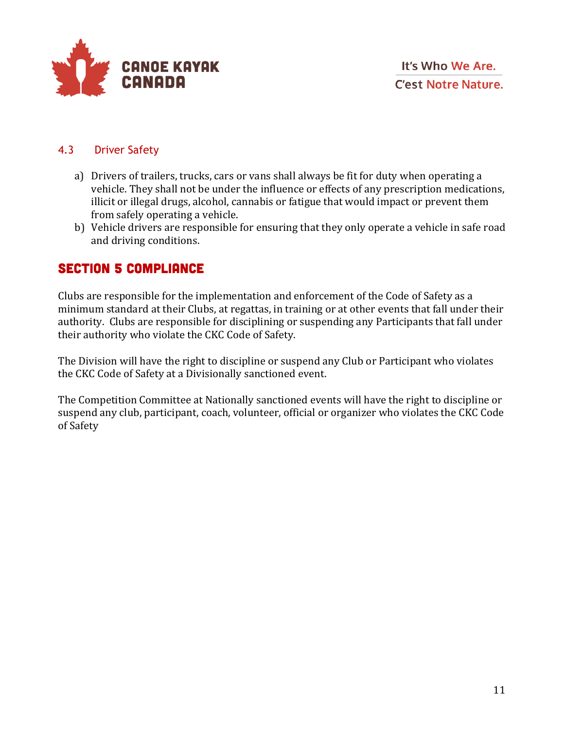### 4.3 Driver Safety

a) Drivers of trailers, trucks, cars or vans shall always be fit for duty when operating a vehicle. They shall not be under the influence or effects of any prescription medications, illicit or illegal drugs, alcohol, cannabis or fatigue that would impact or prevent them from safely operating a vehicle.
b) Vehicle drivers are responsible for ensuring that they only operate a vehicle in safe road and driving conditions.

## SECTION 5 COMPLIANCE

Clubs are responsible for the implementation and enforcement of the Code of Safety as a minimum standard at their Clubs, at regattas, in training or at other events that fall under their authority. Clubs are responsible for disciplining or suspending any Participants that fall under their authority who violate the CKC Code of Safety.

The Division will have the right to discipline or suspend any Club or Participant who violates the CKC Code of Safety at a Divisionally sanctioned event.

The Competition Committee at Nationally sanctioned events will have the right to discipline or suspend any club, participant, coach, volunteer, official or organizer who violates the CKC Code of Safety